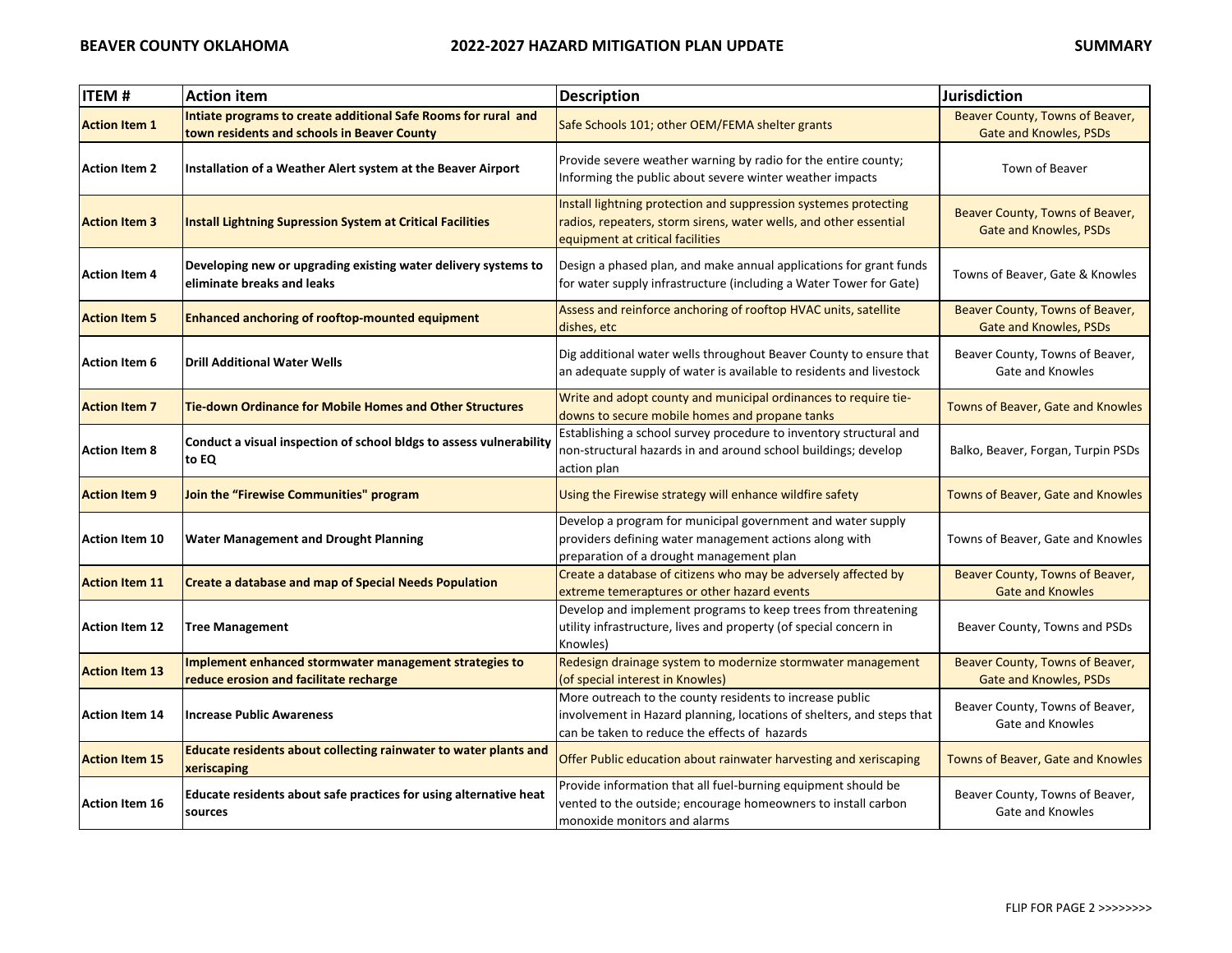| ITEM # | Action item | Description | Jurisdiction |
|---|---|---|---|
| **Action Item 1** | **Intiate programs to create additional Safe Rooms for rural and town residents and schools in Beaver County** | Safe Schools 101; other OEM/FEMA shelter grants | Beaver County, Towns of Beaver, Gate and Knowles, PSDs |
| **Action Item 2** | **Installation of a Weather Alert system at the Beaver Airport** | Provide severe weather warning by radio for the entire county; Informing the public about severe winter weather impacts | Town of Beaver |
| **Action Item 3** | **Install Lightning Supression System at Critical Facilities** | Install lightning protection and suppression systemes protecting radios, repeaters, storm sirens, water wells, and other essential equipment at critical facilities | Beaver County, Towns of Beaver, Gate and Knowles, PSDs |
| **Action Item 4** | **Developing new or upgrading existing water delivery systems to eliminate breaks and leaks** | Design a phased plan, and make annual applications for grant funds for water supply infrastructure (including a Water Tower for Gate) | Towns of Beaver, Gate & Knowles |
| **Action Item 5** | **Enhanced anchoring of rooftop-mounted equipment** | Assess and reinforce anchoring of rooftop HVAC units, satellite dishes, etc | Beaver County, Towns of Beaver, Gate and Knowles, PSDs |
| **Action Item 6** | **Drill Additional Water Wells** | Dig additional water wells throughout Beaver County to ensure that an adequate supply of water is available to residents and livestock | Beaver County, Towns of Beaver, Gate and Knowles |
| **Action Item 7** | **Tie-down Ordinance for Mobile Homes and Other Structures** | Write and adopt county and municipal ordinances to require tie-downs to secure mobile homes and propane tanks | Towns of Beaver, Gate and Knowles |
| **Action Item 8** | **Conduct a visual inspection of school bldgs to assess vulnerability to EQ** | Establishing a school survey procedure to inventory structural and non-structural hazards in and around school buildings; develop action plan | Balko, Beaver, Forgan, Turpin PSDs |
| **Action Item 9** | **Join the "Firewise Communities" program** | Using the Firewise strategy will enhance wildfire safety | Towns of Beaver, Gate and Knowles |
| **Action Item 10** | **Water Management and Drought Planning** | Develop a program for municipal government and water supply providers defining water management actions along with preparation of a drought management plan | Towns of Beaver, Gate and Knowles |
| **Action Item 11** | **Create a database and map of Special Needs Population** | Create a database of citizens who may be adversely affected by extreme temeraptures or other hazard events | Beaver County, Towns of Beaver, Gate and Knowles |
| **Action Item 12** | **Tree Management** | Develop and implement programs to keep trees from threatening utility infrastructure, lives and property (of special concern in Knowles) | Beaver County, Towns and PSDs |
| **Action Item 13** | **Implement enhanced stormwater management strategies to reduce erosion and facilitate recharge** | Redesign drainage system to modernize stormwater management (of special interest in Knowles) | Beaver County, Towns of Beaver, Gate and Knowles, PSDs |
| **Action Item 14** | **Increase Public Awareness** | More outreach to the county residents to increase public involvement in Hazard planning, locations of shelters, and steps that can be taken to reduce the effects of hazards | Beaver County, Towns of Beaver, Gate and Knowles |
| **Action Item 15** | **Educate residents about collecting rainwater to water plants and xeriscaping** | Offer Public education about rainwater harvesting and xeriscaping | Towns of Beaver, Gate and Knowles |
| **Action Item 16** | **Educate residents about safe practices for using alternative heat sources** | Provide information that all fuel-burning equipment should be vented to the outside; encourage homeowners to install carbon monoxide monitors and alarms | Beaver County, Towns of Beaver, Gate and Knowles |

FLIP FOR PAGE 2 >>>>>>>>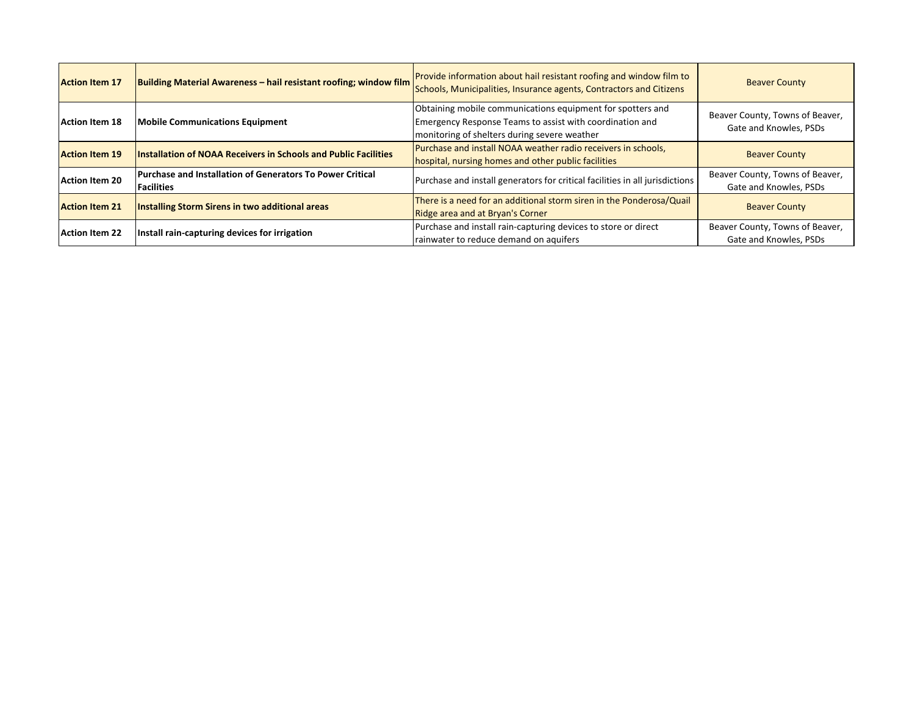| | | | |
|---|---|---|---|
| **Action Item 17** | **Building Material Awareness – hail resistant roofing; window film** | Provide information about hail resistant roofing and window film to Schools, Municipalities, Insurance agents, Contractors and Citizens | Beaver County |
| **Action Item 18** | **Mobile Communications Equipment** | Obtaining mobile communications equipment for spotters and Emergency Response Teams to assist with coordination and monitoring of shelters during severe weather | Beaver County, Towns of Beaver, Gate and Knowles, PSDs |
| **Action Item 19** | **Installation of NOAA Receivers in Schools and Public Facilities** | Purchase and install NOAA weather radio receivers in schools, hospital, nursing homes and other public facilities | Beaver County |
| **Action Item 20** | **Purchase and Installation of Generators To Power Critical Facilities** | Purchase and install generators for critical facilities in all jurisdictions | Beaver County, Towns of Beaver, Gate and Knowles, PSDs |
| **Action Item 21** | **Installing Storm Sirens in two additional areas** | There is a need for an additional storm siren in the Ponderosa/Quail Ridge area and at Bryan's Corner | Beaver County |
| **Action Item 22** | **Install rain-capturing devices for irrigation** | Purchase and install rain-capturing devices to store or direct rainwater to reduce demand on aquifers | Beaver County, Towns of Beaver, Gate and Knowles, PSDs |